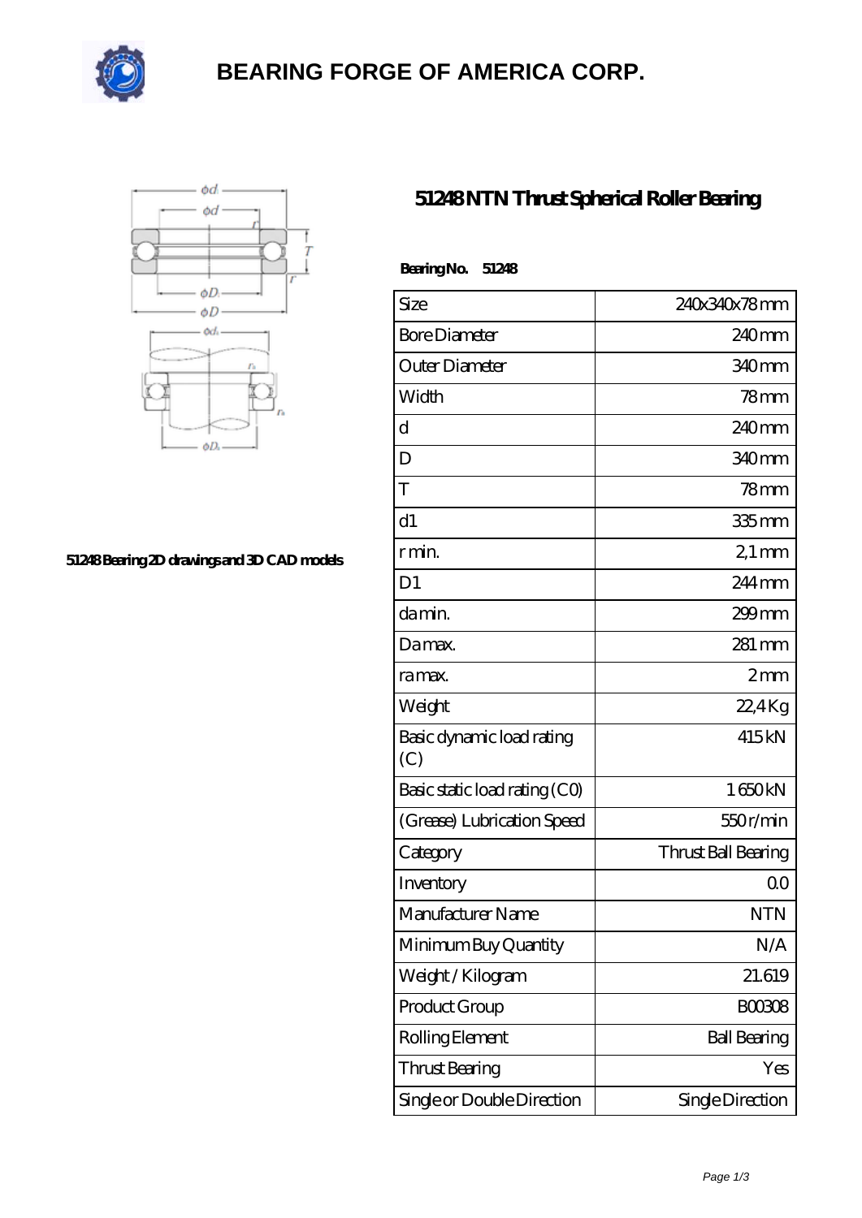# BEARING FORGE OF AMERICA CORP.

51248 Bearing 2D drawings and 3D CAD models

## 51248 NTN Thrust Spherical Roller Bearing

**Bearing No. 51248**

| Size | 240x340x78 mm |
|---|---|
| Bore Diameter | 240 mm |
| Outer Diameter | 340 mm |
| Width | 78 mm |
| d | 240 mm |
| D | 340 mm |
| T | 78 mm |
| d1 | 335 mm |
| r min. | 2,1 mm |
| D1 | 244 mm |
| da min. | 299 mm |
| Da max. | 281 mm |
| ra max. | 2 mm |
| Weight | 22,4 Kg |
| Basic dynamic load rating (C) | 415 kN |
| Basic static load rating (C0) | 1 650 kN |
| (Grease) Lubrication Speed | 550 r/min |
| Category | Thrust Ball Bearing |
| Inventory | 0.0 |
| Manufacturer Name | NTN |
| Minimum Buy Quantity | N/A |
| Weight / Kilogram | 21.619 |
| Product Group | B00308 |
| Rolling Element | Ball Bearing |
| Thrust Bearing | Yes |
| Single or Double Direction | Single Direction |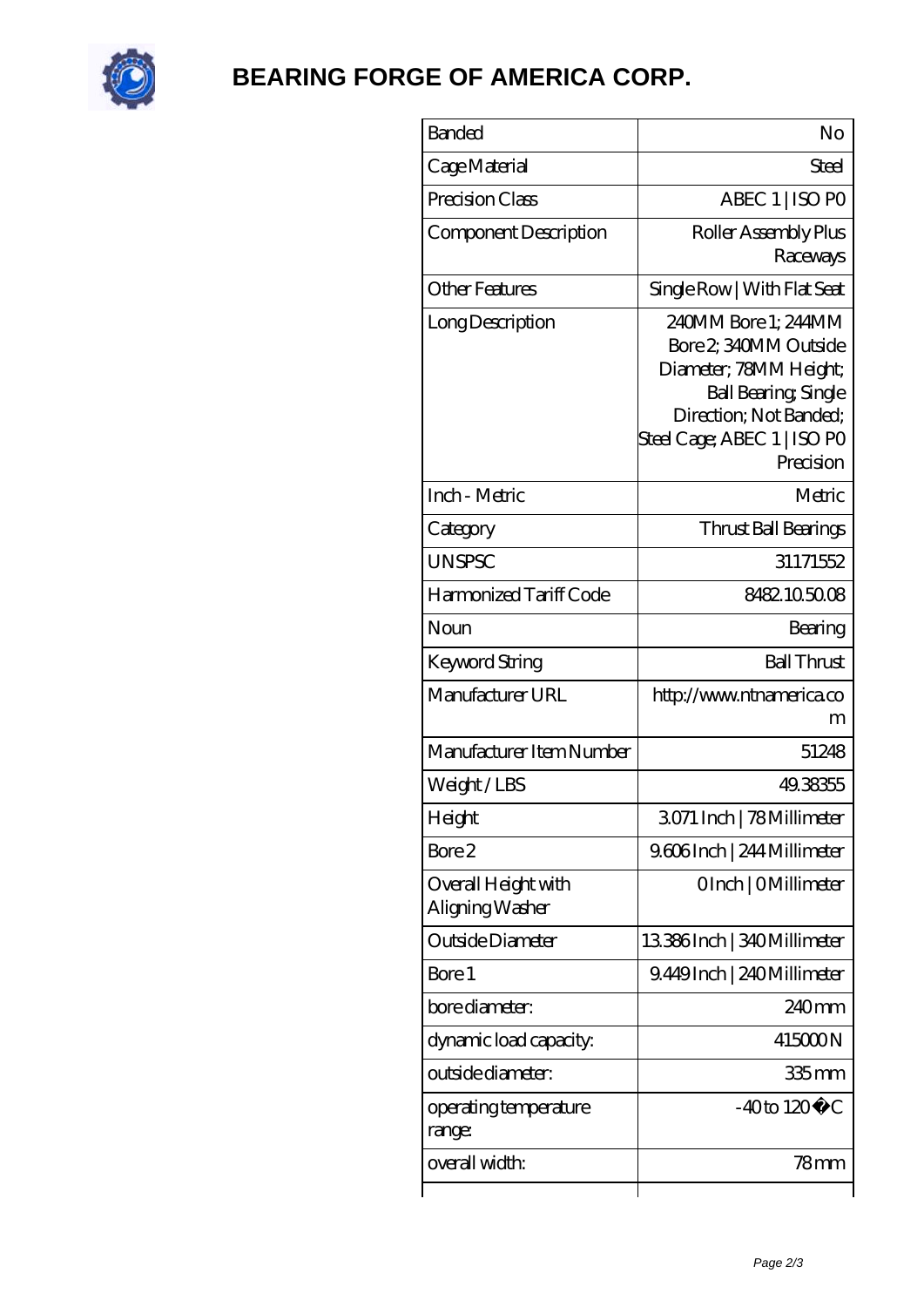# BEARING FORGE OF AMERICA CORP.

| | |
|---|---|
| Banded | No |
| Cage Material | Steel |
| Precision Class | ABEC 1 \| ISO P0 |
| Component Description | Roller Assembly Plus Raceways |
| Other Features | Single Row \| With Flat Seat |
| Long Description | 240MM Bore 1; 244MM Bore 2; 340MM Outside Diameter; 78MM Height; Ball Bearing; Single Direction; Not Banded; Steel Cage; ABEC 1 \| ISO P0 Precision |
| Inch - Metric | Metric |
| Category | Thrust Ball Bearings |
| UNSPSC | 31171552 |
| Harmonized Tariff Code | 8482.10.50.08 |
| Noun | Bearing |
| Keyword String | Ball Thrust |
| Manufacturer URL | http://www.ntnamerica.com |
| Manufacturer Item Number | 51248 |
| Weight / LBS | 49.38355 |
| Height | 3.071 Inch \| 78 Millimeter |
| Bore 2 | 9.606 Inch \| 244 Millimeter |
| Overall Height with Aligning Washer | 0 Inch \| 0 Millimeter |
| Outside Diameter | 13.386 Inch \| 340 Millimeter |
| Bore 1 | 9.449 Inch \| 240 Millimeter |
| bore diameter: | 240 mm |
| dynamic load capacity: | 415000 N |
| outside diameter: | 335 mm |
| operating temperature range: | -40 to 120 �C |
| overall width: | 78 mm |
| | |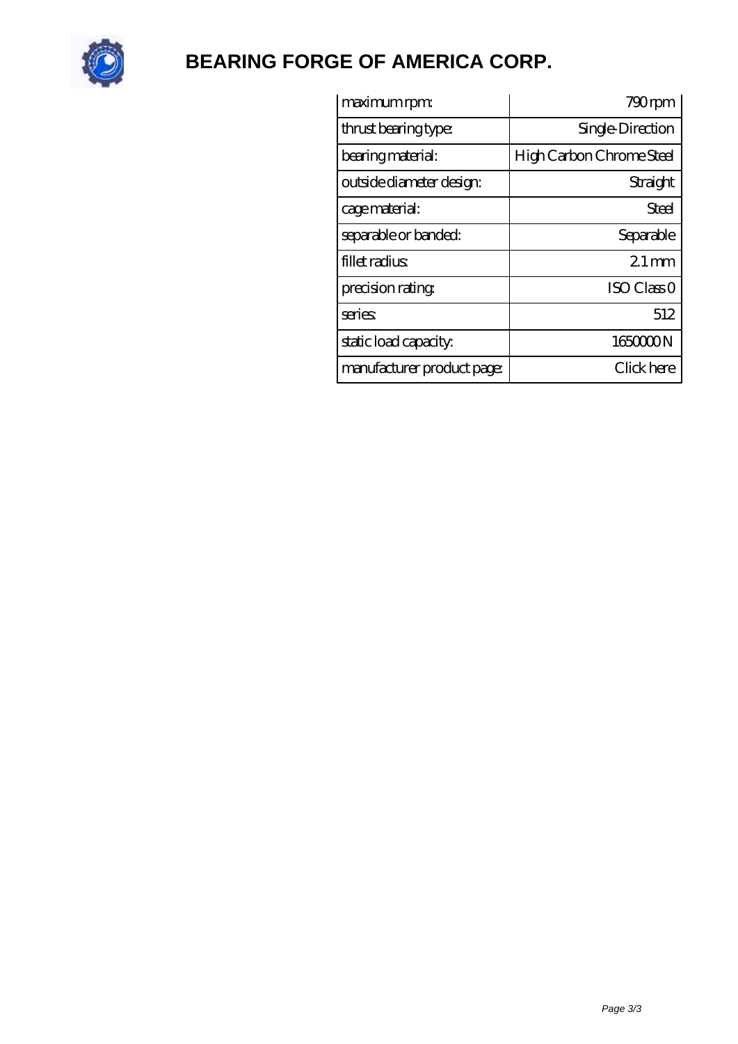| | |
|---|---|
| maximum rpm: | 790 rpm |
| thrust bearing type: | Single-Direction |
| bearing material: | High Carbon Chrome Steel |
| outside diameter design: | Straight |
| cage material: | Steel |
| separable or banded: | Separable |
| fillet radius: | 2.1 mm |
| precision rating: | ISO Class 0 |
| series: | 512 |
| static load capacity: | 1650000 N |
| manufacturer product page: | Click here |